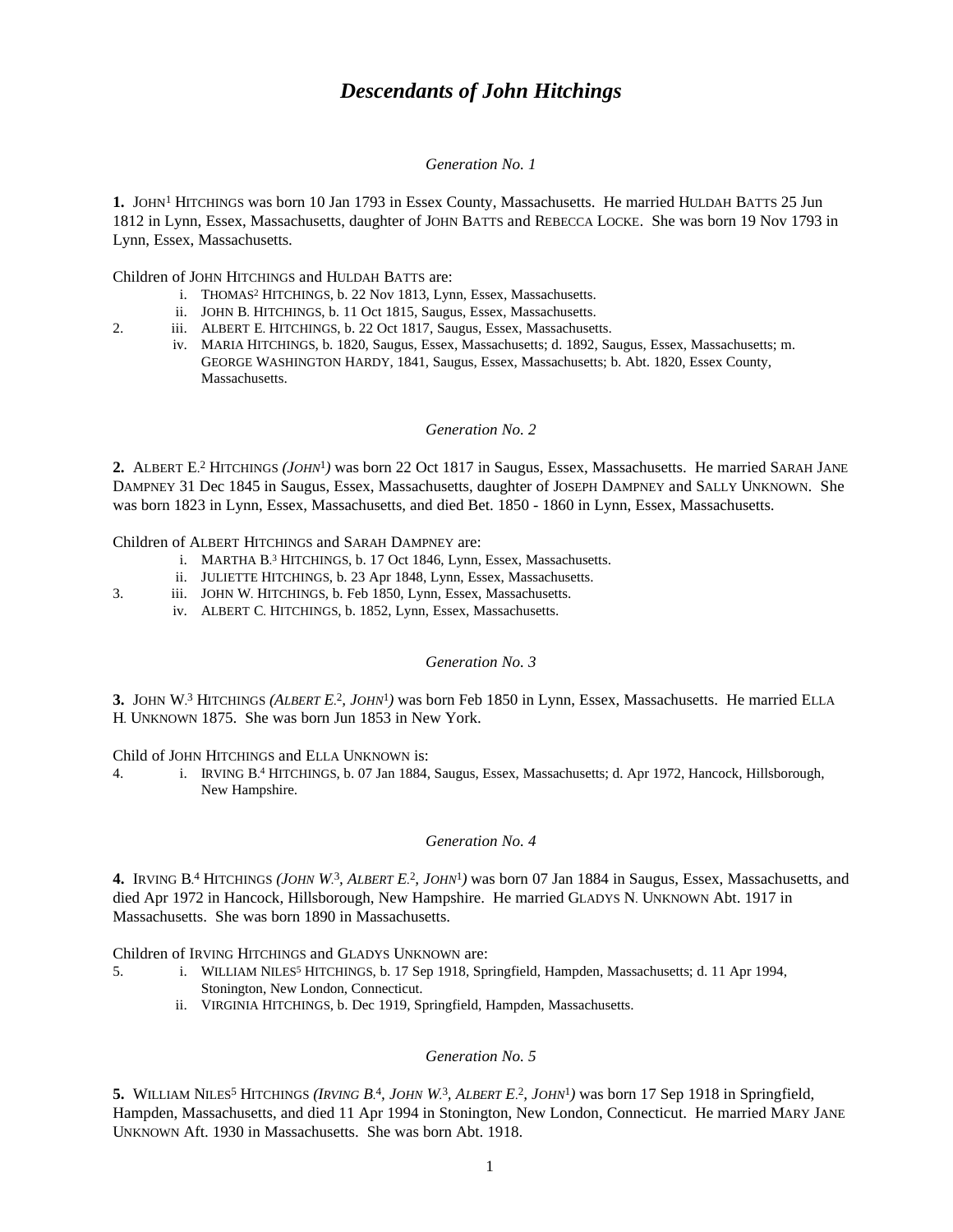# *Descendants of John Hitchings*

*Generation No. 1*

**1.** JOHN[1] HITCHINGS was born 10 Jan 1793 in Essex County, Massachusetts. He married HULDAH BATTS 25 Jun 1812 in Lynn, Essex, Massachusetts, daughter of JOHN BATTS and REBECCA LOCKE. She was born 19 Nov 1793 in Lynn, Essex, Massachusetts.

Children of JOHN HITCHINGS and HULDAH BATTS are:

- i. THOMAS[2] HITCHINGS, b. 22 Nov 1813, Lynn, Essex, Massachusetts.
- ii. JOHN B. HITCHINGS, b. 11 Oct 1815, Saugus, Essex, Massachusetts.
- 2. iii. ALBERT E. HITCHINGS, b. 22 Oct 1817, Saugus, Essex, Massachusetts.
- iv. MARIA HITCHINGS, b. 1820, Saugus, Essex, Massachusetts; d. 1892, Saugus, Essex, Massachusetts; m. GEORGE WASHINGTON HARDY, 1841, Saugus, Essex, Massachusetts; b. Abt. 1820, Essex County, Massachusetts.

*Generation No. 2*

**2.** ALBERT E.[2] HITCHINGS *(JOHN[1])* was born 22 Oct 1817 in Saugus, Essex, Massachusetts. He married SARAH JANE DAMPNEY 31 Dec 1845 in Saugus, Essex, Massachusetts, daughter of JOSEPH DAMPNEY and SALLY UNKNOWN. She was born 1823 in Lynn, Essex, Massachusetts, and died Bet. 1850 - 1860 in Lynn, Essex, Massachusetts.

Children of ALBERT HITCHINGS and SARAH DAMPNEY are:

- i. MARTHA B.[3] HITCHINGS, b. 17 Oct 1846, Lynn, Essex, Massachusetts.
- ii. JULIETTE HITCHINGS, b. 23 Apr 1848, Lynn, Essex, Massachusetts.
- 3. iii. JOHN W. HITCHINGS, b. Feb 1850, Lynn, Essex, Massachusetts.
- iv. ALBERT C. HITCHINGS, b. 1852, Lynn, Essex, Massachusetts.

*Generation No. 3*

**3.** JOHN W.[3] HITCHINGS *(ALBERT E.[2], JOHN[1])* was born Feb 1850 in Lynn, Essex, Massachusetts. He married ELLA H. UNKNOWN 1875. She was born Jun 1853 in New York.

Child of JOHN HITCHINGS and ELLA UNKNOWN is:

- 4. i. IRVING B.[4] HITCHINGS, b. 07 Jan 1884, Saugus, Essex, Massachusetts; d. Apr 1972, Hancock, Hillsborough, New Hampshire.

*Generation No. 4*

**4.** IRVING B.[4] HITCHINGS *(JOHN W.[3], ALBERT E.[2], JOHN[1])* was born 07 Jan 1884 in Saugus, Essex, Massachusetts, and died Apr 1972 in Hancock, Hillsborough, New Hampshire. He married GLADYS N. UNKNOWN Abt. 1917 in Massachusetts. She was born 1890 in Massachusetts.

Children of IRVING HITCHINGS and GLADYS UNKNOWN are:

- 5. i. WILLIAM NILES[5] HITCHINGS, b. 17 Sep 1918, Springfield, Hampden, Massachusetts; d. 11 Apr 1994, Stonington, New London, Connecticut.
- ii. VIRGINIA HITCHINGS, b. Dec 1919, Springfield, Hampden, Massachusetts.

*Generation No. 5*

**5.** WILLIAM NILES[5] HITCHINGS *(IRVING B.[4], JOHN W.[3], ALBERT E.[2], JOHN[1])* was born 17 Sep 1918 in Springfield, Hampden, Massachusetts, and died 11 Apr 1994 in Stonington, New London, Connecticut. He married MARY JANE UNKNOWN Aft. 1930 in Massachusetts. She was born Abt. 1918.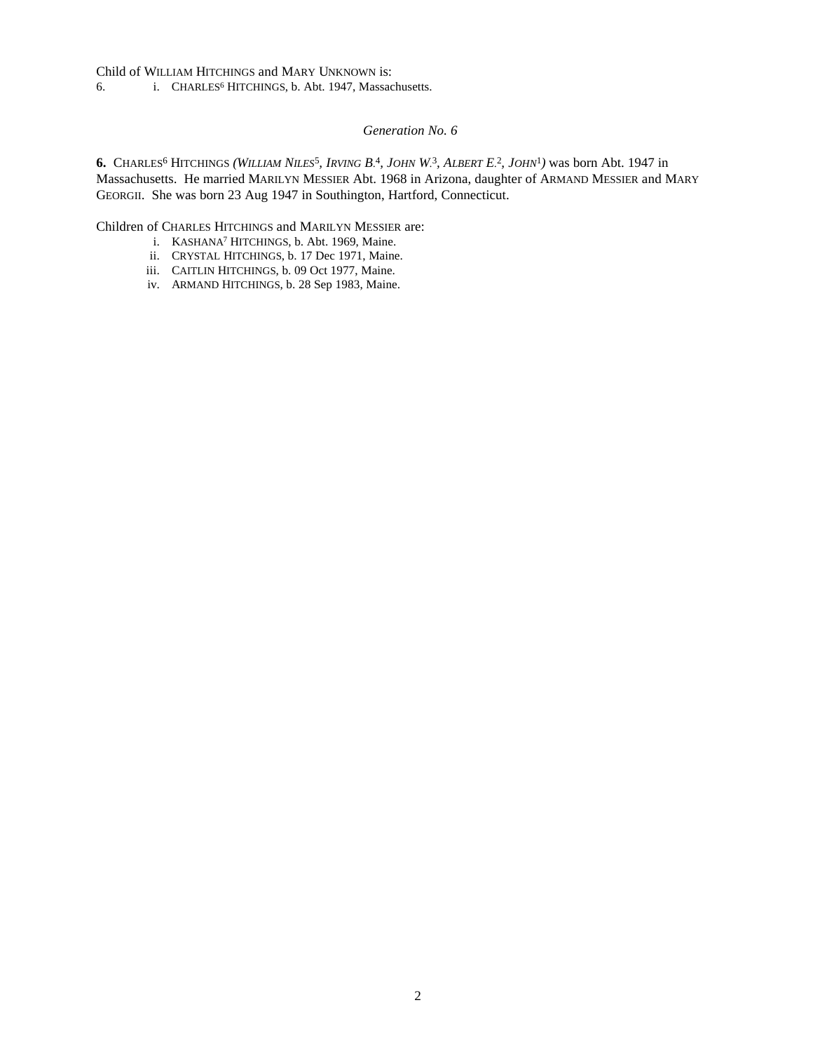Child of WILLIAM HITCHINGS and MARY UNKNOWN is:

6. i. CHARLES[6] HITCHINGS, b. Abt. 1947, Massachusetts.

## *Generation No. 6*

**6.** CHARLES[6] HITCHINGS *(WILLIAM NILES[5], IRVING B.[4], JOHN W.[3], ALBERT E.[2], JOHN[1])* was born Abt. 1947 in Massachusetts. He married MARILYN MESSIER Abt. 1968 in Arizona, daughter of ARMAND MESSIER and MARY GEORGII. She was born 23 Aug 1947 in Southington, Hartford, Connecticut.

Children of CHARLES HITCHINGS and MARILYN MESSIER are:

i. KASHANA[7] HITCHINGS, b. Abt. 1969, Maine.
ii. CRYSTAL HITCHINGS, b. 17 Dec 1971, Maine.
iii. CAITLIN HITCHINGS, b. 09 Oct 1977, Maine.
iv. ARMAND HITCHINGS, b. 28 Sep 1983, Maine.